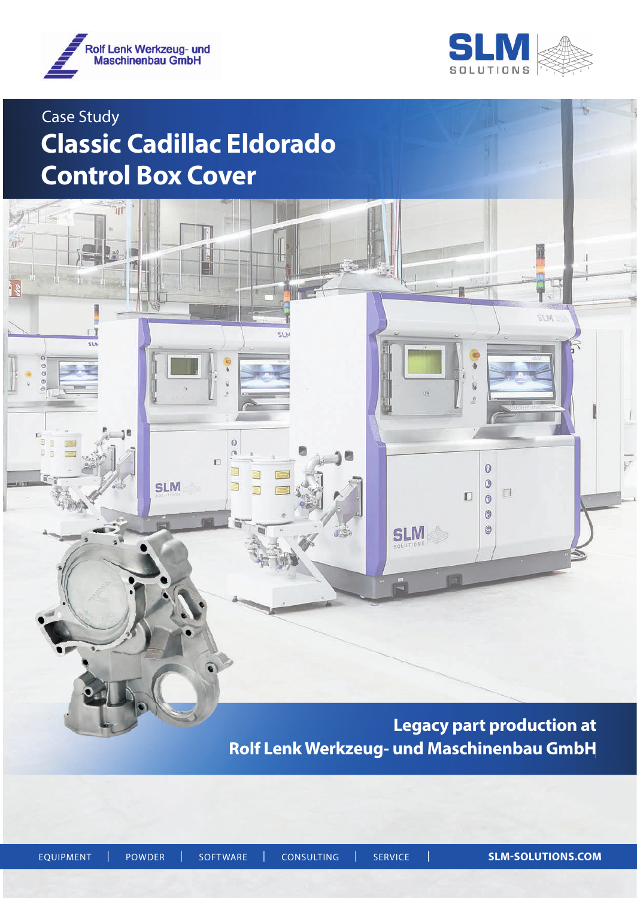Rolf Lenk Werkzeug- und Maschinenbau GmbH

SLM SOLUTIONS

Case Study

# Classic Cadillac Eldorado Control Box Cover

## Legacy part production at Rolf Lenk Werkzeug- und Maschinenbau GmbH

EQUIPMENT | POWDER | SOFTWARE | CONSULTING | SERVICE | **SLM-SOLUTIONS.COM**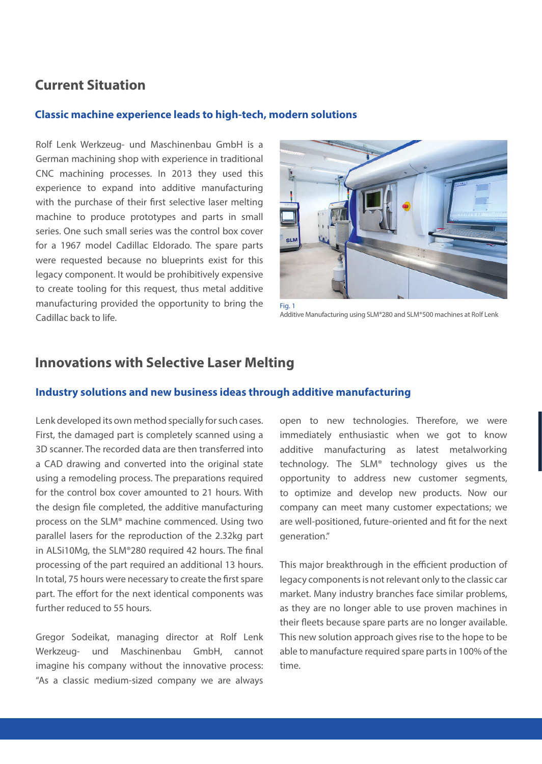## Current Situation

### Classic machine experience leads to high-tech, modern solutions

Rolf Lenk Werkzeug- und Maschinenbau GmbH is a German machining shop with experience in traditional CNC machining processes. In 2013 they used this experience to expand into additive manufacturing with the purchase of their first selective laser melting machine to produce prototypes and parts in small series. One such small series was the control box cover for a 1967 model Cadillac Eldorado. The spare parts were requested because no blueprints exist for this legacy component. It would be prohibitively expensive to create tooling for this request, thus metal additive manufacturing provided the opportunity to bring the Cadillac back to life.

Fig. 1
Additive Manufacturing using SLM®280 and SLM®500 machines at Rolf Lenk

## Innovations with Selective Laser Melting

### Industry solutions and new business ideas through additive manufacturing

Lenk developed its own method specially for such cases. First, the damaged part is completely scanned using a 3D scanner. The recorded data are then transferred into a CAD drawing and converted into the original state using a remodeling process. The preparations required for the control box cover amounted to 21 hours. With the design file completed, the additive manufacturing process on the SLM® machine commenced. Using two parallel lasers for the reproduction of the 2.32kg part in ALSi10Mg, the SLM®280 required 42 hours. The final processing of the part required an additional 13 hours. In total, 75 hours were necessary to create the first spare part. The effort for the next identical components was further reduced to 55 hours.

Gregor Sodeikat, managing director at Rolf Lenk Werkzeug- und Maschinenbau GmbH, cannot imagine his company without the innovative process: "As a classic medium-sized company we are always open to new technologies. Therefore, we were immediately enthusiastic when we got to know additive manufacturing as latest metalworking technology. The SLM® technology gives us the opportunity to address new customer segments, to optimize and develop new products. Now our company can meet many customer expectations; we are well-positioned, future-oriented and fit for the next generation."

This major breakthrough in the efficient production of legacy components is not relevant only to the classic car market. Many industry branches face similar problems, as they are no longer able to use proven machines in their fleets because spare parts are no longer available. This new solution approach gives rise to the hope to be able to manufacture required spare parts in 100% of the time.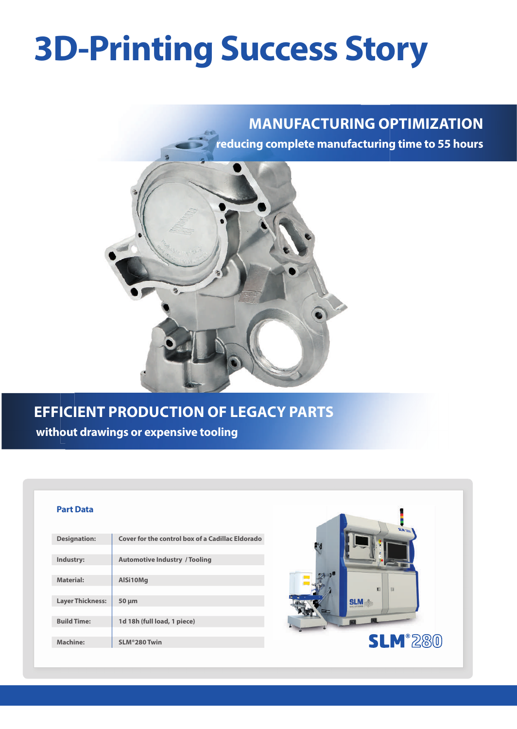# 3D-Printing Success Story

## MANUFACTURING OPTIMIZATION

**reducing complete manufacturing time to 55 hours**

## EFFICIENT PRODUCTION OF LEGACY PARTS

**without drawings or expensive tooling**

### Part Data

| | |
|---|---|
| **Designation:** | **Cover for the control box of a Cadillac Eldorado** |
| **Industry:** | **Automotive Industry / Tooling** |
| **Material:** | **AlSi10Mg** |
| **Layer Thickness:** | **50 µm** |
| **Build Time:** | **1d 18h (full load, 1 piece)** |
| **Machine:** | **SLM®280 Twin** |

SLM®280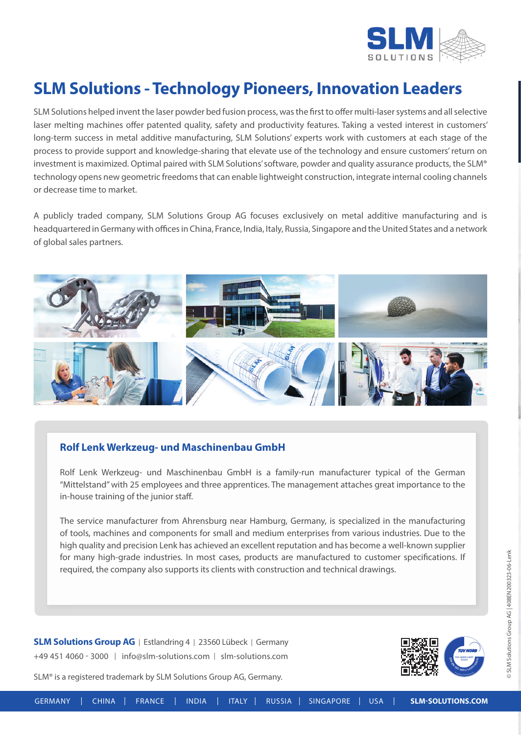# SLM Solutions - Technology Pioneers, Innovation Leaders

SLM Solutions helped invent the laser powder bed fusion process, was the first to offer multi-laser systems and all selective laser melting machines offer patented quality, safety and productivity features. Taking a vested interest in customers' long-term success in metal additive manufacturing, SLM Solutions' experts work with customers at each stage of the process to provide support and knowledge-sharing that elevate use of the technology and ensure customers' return on investment is maximized. Optimal paired with SLM Solutions' software, powder and quality assurance products, the SLM® technology opens new geometric freedoms that can enable lightweight construction, integrate internal cooling channels or decrease time to market.

A publicly traded company, SLM Solutions Group AG focuses exclusively on metal additive manufacturing and is headquartered in Germany with offices in China, France, India, Italy, Russia, Singapore and the United States and a network of global sales partners.

### Rolf Lenk Werkzeug- und Maschinenbau GmbH

Rolf Lenk Werkzeug- und Maschinenbau GmbH is a family-run manufacturer typical of the German "Mittelstand" with 25 employees and three apprentices. The management attaches great importance to the in-house training of the junior staff.

The service manufacturer from Ahrensburg near Hamburg, Germany, is specialized in the manufacturing of tools, machines and components for small and medium enterprises from various industries. Due to the high quality and precision Lenk has achieved an excellent reputation and has become a well-known supplier for many high-grade industries. In most cases, products are manufactured to customer specifications. If required, the company also supports its clients with construction and technical drawings.

**SLM Solutions Group AG** | Estlandring 4 | 23560 Lübeck | Germany
+49 451 4060 - 3000 | info@slm-solutions.com | slm-solutions.com

SLM® is a registered trademark by SLM Solutions Group AG, Germany.

GERMANY | CHINA | FRANCE | INDIA | ITALY | RUSSIA | SINGAPORE | USA | **SLM-SOLUTIONS.COM**

© SLM Solutions Group AG | 408EN 200323-06-Lenk